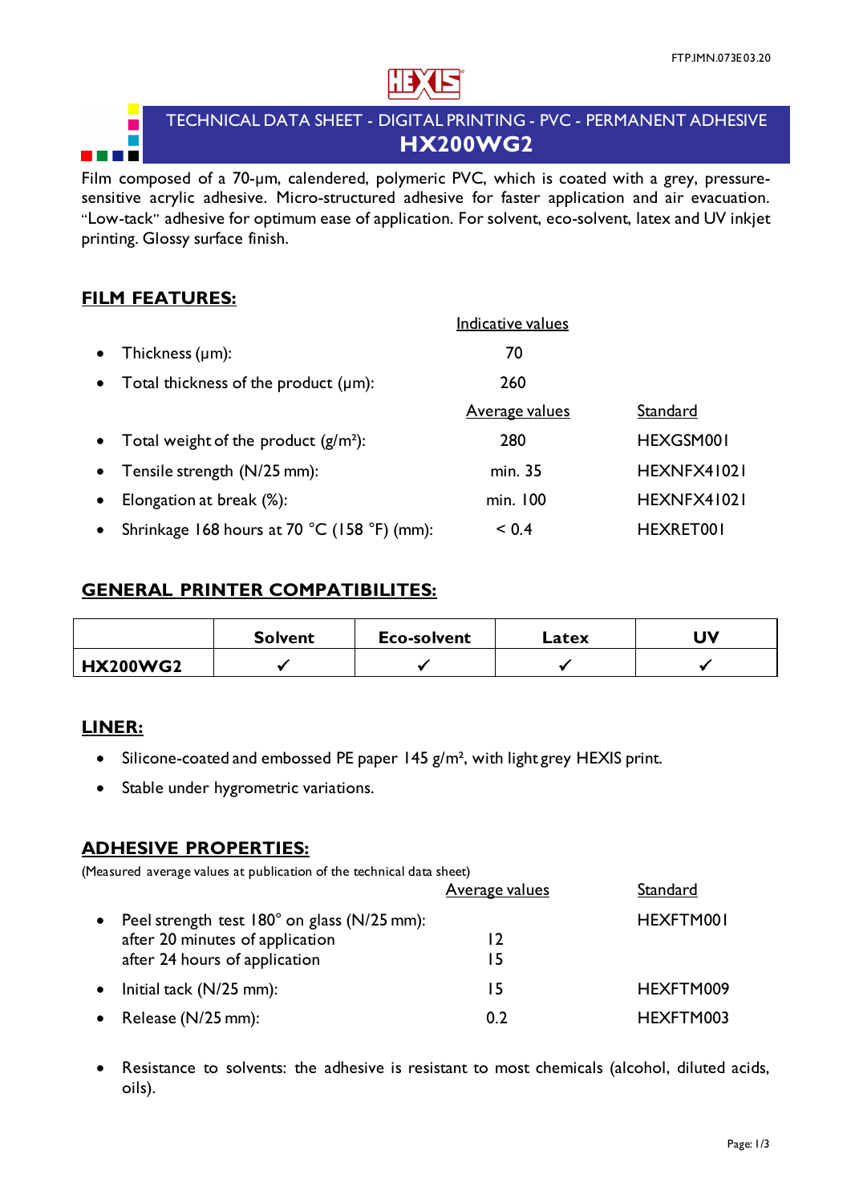FTP.IMN.073E03.20

# TECHNICAL DATA SHEET - DIGITAL PRINTING - PVC - PERMANENT ADHESIVE

# HX200WG2

Film composed of a 70-µm, calendered, polymeric PVC, which is coated with a grey, pressure-sensitive acrylic adhesive. Micro-structured adhesive for faster application and air evacuation. "Low-tack" adhesive for optimum ease of application. For solvent, eco-solvent, latex and UV inkjet printing. Glossy surface finish.

## FILM FEATURES:

| | Indicative values | |
|---|---|---|
| • Thickness (µm): | 70 | |
| • Total thickness of the product (µm): | 260 | |
| | **Average values** | **Standard** |
| • Total weight of the product (g/m²): | 280 | HEXGSM001 |
| • Tensile strength (N/25 mm): | min. 35 | HEXNFX41021 |
| • Elongation at break (%): | min. 100 | HEXNFX41021 |
| • Shrinkage 168 hours at 70 °C (158 °F) (mm): | < 0.4 | HEXRET001 |

## GENERAL PRINTER COMPATIBILITES:

| | Solvent | Eco-solvent | Latex | UV |
|---|---|---|---|---|
| **HX200WG2** | ✓ | ✓ | ✓ | ✓ |

## LINER:

- Silicone-coated and embossed PE paper 145 g/m², with light grey HEXIS print.
- Stable under hygrometric variations.

## ADHESIVE PROPERTIES:

(Measured average values at publication of the technical data sheet)

| | Average values | Standard |
|---|---|---|
| • Peel strength test 180° on glass (N/25 mm): | | HEXFTM001 |
| after 20 minutes of application | 12 | |
| after 24 hours of application | 15 | |
| • Initial tack (N/25 mm): | 15 | HEXFTM009 |
| • Release (N/25 mm): | 0.2 | HEXFTM003 |

- Resistance to solvents: the adhesive is resistant to most chemicals (alcohol, diluted acids, oils).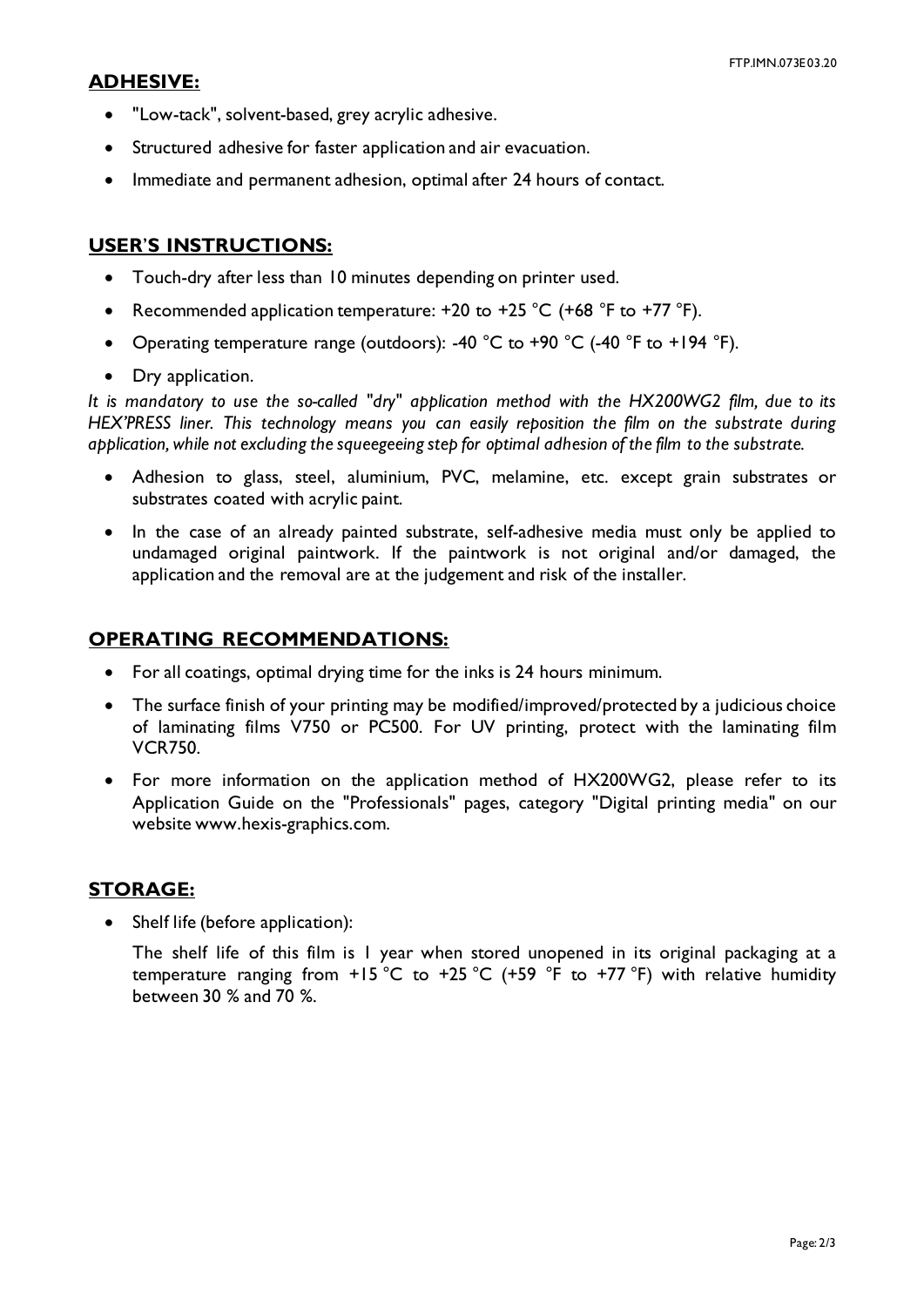## ADHESIVE:

- "Low-tack", solvent-based, grey acrylic adhesive.
- Structured adhesive for faster application and air evacuation.
- Immediate and permanent adhesion, optimal after 24 hours of contact.

## USER'S INSTRUCTIONS:

- Touch-dry after less than 10 minutes depending on printer used.
- Recommended application temperature: +20 to +25 °C (+68 °F to +77 °F).
- Operating temperature range (outdoors): -40 °C to +90 °C (-40 °F to +194 °F).
- Dry application.

*It is mandatory to use the so-called "dry" application method with the HX200WG2 film, due to its HEX'PRESS liner. This technology means you can easily reposition the film on the substrate during application, while not excluding the squeegeeing step for optimal adhesion of the film to the substrate.*

- Adhesion to glass, steel, aluminium, PVC, melamine, etc. except grain substrates or substrates coated with acrylic paint.
- In the case of an already painted substrate, self-adhesive media must only be applied to undamaged original paintwork. If the paintwork is not original and/or damaged, the application and the removal are at the judgement and risk of the installer.

## OPERATING RECOMMENDATIONS:

- For all coatings, optimal drying time for the inks is 24 hours minimum.
- The surface finish of your printing may be modified/improved/protected by a judicious choice of laminating films V750 or PC500. For UV printing, protect with the laminating film VCR750.
- For more information on the application method of HX200WG2, please refer to its Application Guide on the "Professionals" pages, category "Digital printing media" on our website www.hexis-graphics.com.

## STORAGE:

- Shelf life (before application):

  The shelf life of this film is 1 year when stored unopened in its original packaging at a temperature ranging from +15 °C to +25 °C (+59 °F to +77 °F) with relative humidity between 30 % and 70 %.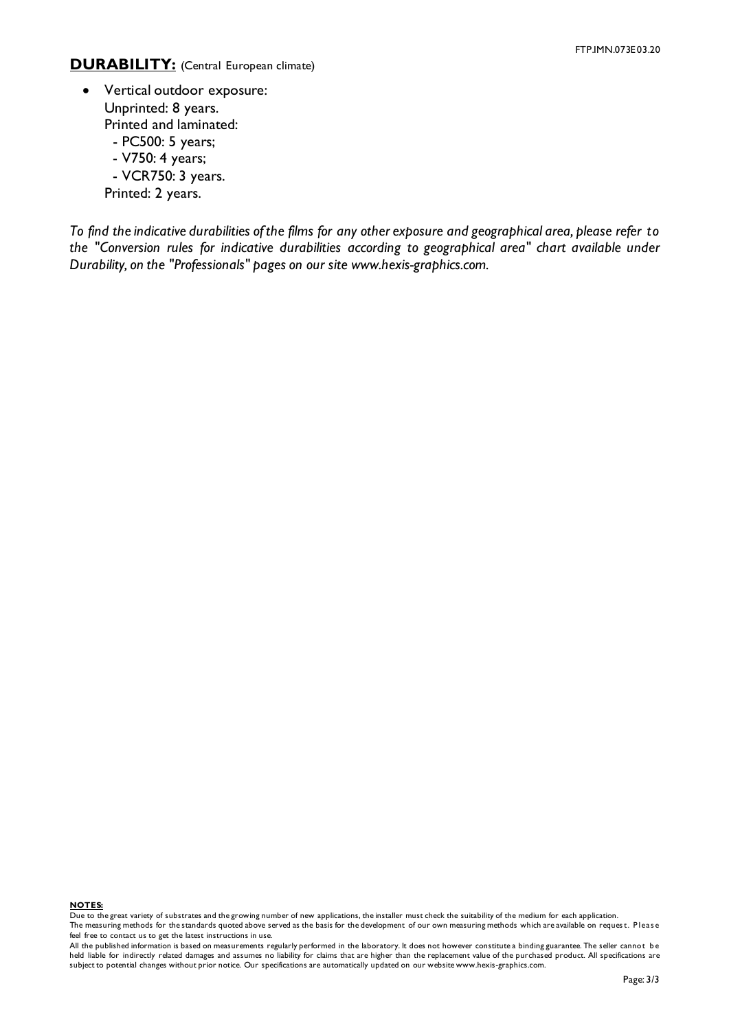**DURABILITY:** (Central European climate)

- Vertical outdoor exposure:
  Unprinted: 8 years.
  Printed and laminated:
  - PC500: 5 years;
  - V750: 4 years;
  - VCR750: 3 years.

  Printed: 2 years.

*To find the indicative durabilities of the films for any other exposure and geographical area, please refer to the "Conversion rules for indicative durabilities according to geographical area" chart available under Durability, on the "Professionals" pages on our site www.hexis-graphics.com.*

**NOTES:**

Due to the great variety of substrates and the growing number of new applications, the installer must check the suitability of the medium for each application.

The measuring methods for the standards quoted above served as the basis for the development of our own measuring methods which are available on request. Please feel free to contact us to get the latest instructions in use.

All the published information is based on measurements regularly performed in the laboratory. It does not however constitute a binding guarantee. The seller cannot be held liable for indirectly related damages and assumes no liability for claims that are higher than the replacement value of the purchased product. All specifications are subject to potential changes without prior notice. Our specifications are automatically updated on our website www.hexis-graphics.com.